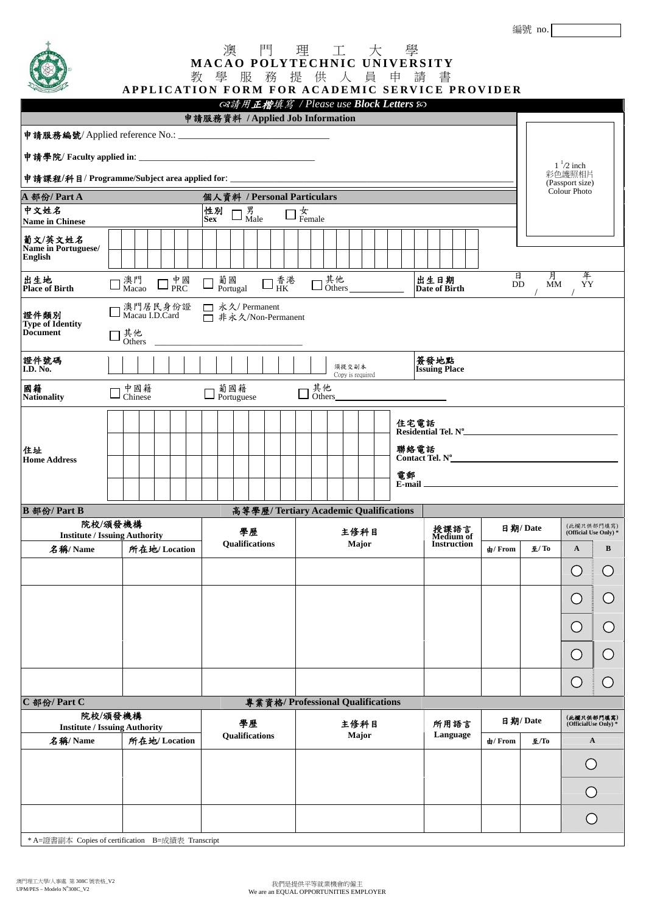編號 no.

# 澳 門 理 工 大 學
# MACAO POLYTECHNIC UNIVERSITY
## 教 學 服 務 提 供 人 員 申 請 書
## APPLICATION FORM FOR ACADEMIC SERVICE PROVIDER

請用**正楷**填寫 / Please use ***Block Letters***

### 申請服務資料 / Applied Job Information

**申請服務編號**/ Applied reference No.: ______________________________

**申請學院**/ **Faculty applied in**: ______________________________

**申請課程/科目**/ **Programme/Subject area applied for**: ______________________________

$1\ ^1/2$ inch
彩色護照相片
(Passport size)
Colour Photo

### A 部份/ Part A　　個人資料 / Personal Particulars

| | |
|---|---|
| **中文姓名 Name in Chinese** | **性別 Sex** ☐ 男 Male ☐ 女 Female |
| **葡文/英文姓名 Name in Portuguese/ English** | |
| **出生地 Place of Birth** | ☐ 澳門 Macao ☐ 中國 PRC ☐ 葡國 Portugal ☐ 香港 HK ☐ 其他 Others ______ |
| **出生日期 Date of Birth** | 日 DD / 月 MM / 年 YY |
| **證件類別 Type of Identity Document** | ☐ 澳門居民身份證 Macau I.D.Card ☐ 永久/ Permanent ☐ 非永久/Non-Permanent ☐ 其他 Others ______ |
| **證件號碼 I.D. No.** | 須提交副本 Copy is required |
| **簽發地點 Issuing Place** | |
| **國籍 Nationality** | ☐ 中國籍 Chinese ☐ 葡國籍 Portuguese ☐ 其他 Others ______ |
| **住址 Home Address** | |
| **住宅電話 Residential Tel. Nº** | |
| **聯絡電話 Contact Tel. Nº** | |
| **電郵 E-mail** | |

### B 部份/ Part B　　高等學歷/ Tertiary Academic Qualifications

| 院校/頒發機構 Institute / Issuing Authority | | 學歷 Qualifications | 主修科目 Major | 授課語言 Medium of Instruction | 日期/ Date | | (此欄只供部門填寫) (Official Use Only) * | |
|---|---|---|---|---|---|---|---|---|
| 名稱/ Name | 所在地/ Location | | | | 由/ From | 至/ To | A | B |
| | | | | | | | ○ | ○ |
| | | | | | | | ○ | ○ |
| | | | | | | | ○ | ○ |
| | | | | | | | ○ | ○ |
| | | | | | | | ○ | ○ |

### C 部份/ Part C　　專業資格/ Professional Qualifications

| 院校/頒發機構 Institute / Issuing Authority | | 學歷 Qualifications | 主修科目 Major | 所用語言 Language | 日期/ Date | | (此欄只供部門填寫) (OfficialUse Only) * |
|---|---|---|---|---|---|---|---|
| 名稱/ Name | 所在地/ Location | | | | 由/ From | 至/To | A |
| | | | | | | | ○ |
| | | | | | | | ○ |
| | | | | | | | ○ |

\* A=證書副本 Copies of certification　B=成績表 Transcript

澳門理工大學/人事處 第 308C 號表格_V2
UPM/PES – Modelo Nº308C_V2

我們是提供平等就業機會的僱主
We are an EQUAL OPPORTUNITIES EMPLOYER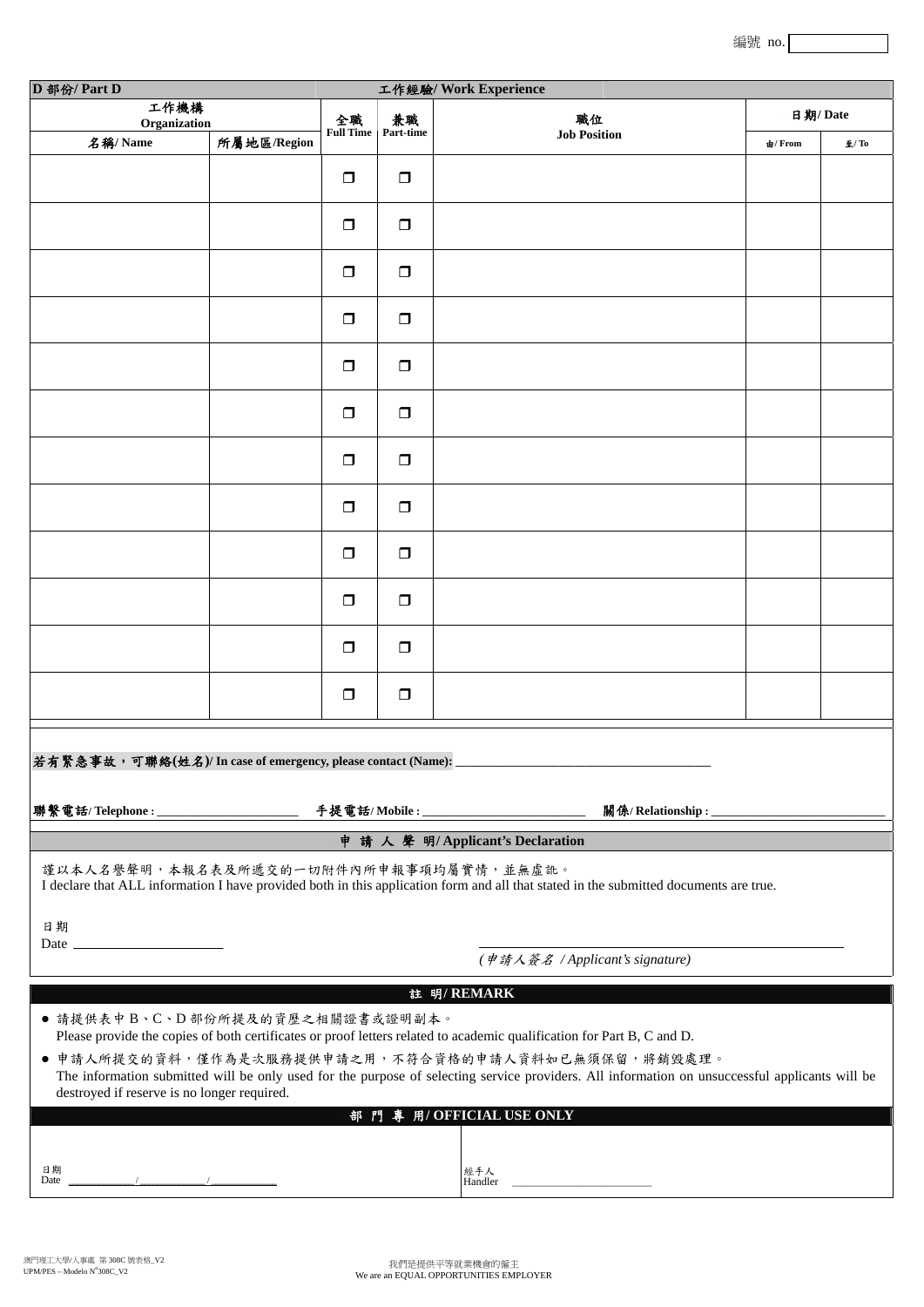編號 no.

## D 部份/ Part D　　工作經驗/ Work Experience

| 工作機構 Organization | | 全職 Full Time | 兼職 Part-time | 職位 Job Position | 日期/ Date | |
|---|---|---|---|---|---|---|
| 名稱/ Name | 所屬地區/Region | | | | 由/ From | 至/ To |
| | | ❐ | ❐ | | | |
| | | ❐ | ❐ | | | |
| | | ❐ | ❐ | | | |
| | | ❐ | ❐ | | | |
| | | ❐ | ❐ | | | |
| | | ❐ | ❐ | | | |
| | | ❐ | ❐ | | | |
| | | ❐ | ❐ | | | |
| | | ❐ | ❐ | | | |
| | | ❐ | ❐ | | | |
| | | ❐ | ❐ | | | |
| | | ❐ | ❐ | | | |

**若有緊急事故，可聯絡(姓名)/ In case of emergency, please contact (Name):** ________________________________________

**聯繫電話/ Telephone :** ______________________ **手提電話/ Mobile :** __________________________ **關係/ Relationship :** ___________________________

## 申 請 人 聲 明/ Applicant's Declaration

謹以本人名譽聲明，本報名表及所遞交的一切附件內所申報事項均屬實情，並無虛訛。
I declare that ALL information I have provided both in this application form and all that stated in the submitted documents are true.

日期
Date ______________________

_______________________________________________
*(申請人簽名 / Applicant's signature)*

## 註 明/ REMARK

- 請提供表中 B、C、D 部份所提及的資歷之相關證書或證明副本。
  Please provide the copies of both certificates or proof letters related to academic qualification for Part B, C and D.
- 申請人所提交的資料，僅作為是次服務提供申請之用，不符合資格的申請人資料如已無須保留，將銷毀處理。
  The information submitted will be only used for the purpose of selecting service providers. All information on unsuccessful applicants will be destroyed if reserve is no longer required.

## 部 門 專 用/ OFFICIAL USE ONLY

日期
Date ____________/____________/____________

經手人
Handler ________________________

澳門理工大學/人事處 第 308C 號表格_V2
UPM/PES – Modelo N°308C_V2

我們是提供平等就業機會的僱主
We are an EQUAL OPPORTUNITIES EMPLOYER